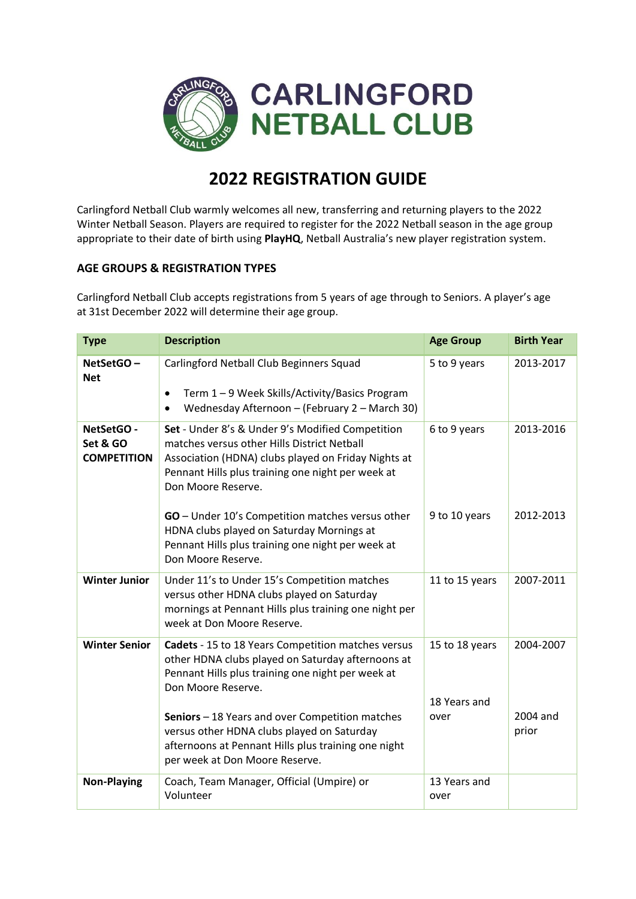# CARLINGFORD NETBALL CLUB

## 2022 REGISTRATION GUIDE

Carlingford Netball Club warmly welcomes all new, transferring and returning players to the 2022 Winter Netball Season. Players are required to register for the 2022 Netball season in the age group appropriate to their date of birth using **PlayHQ**, Netball Australia's new player registration system.

### AGE GROUPS & REGISTRATION TYPES

Carlingford Netball Club accepts registrations from 5 years of age through to Seniors. A player's age at 31st December 2022 will determine their age group.

| Type | Description | Age Group | Birth Year |
|---|---|---|---|
| **NetSetGO – Net** | Carlingford Netball Club Beginners Squad<br>• Term 1 – 9 Week Skills/Activity/Basics Program<br>• Wednesday Afternoon – (February 2 – March 30) | 5 to 9 years | 2013-2017 |
| **NetSetGO - Set & GO COMPETITION** | **Set** - Under 8's & Under 9's Modified Competition matches versus other Hills District Netball Association (HDNA) clubs played on Friday Nights at Pennant Hills plus training one night per week at Don Moore Reserve. | 6 to 9 years | 2013-2016 |
| | **GO** – Under 10's Competition matches versus other HDNA clubs played on Saturday Mornings at Pennant Hills plus training one night per week at Don Moore Reserve. | 9 to 10 years | 2012-2013 |
| **Winter Junior** | Under 11's to Under 15's Competition matches versus other HDNA clubs played on Saturday mornings at Pennant Hills plus training one night per week at Don Moore Reserve. | 11 to 15 years | 2007-2011 |
| **Winter Senior** | **Cadets** - 15 to 18 Years Competition matches versus other HDNA clubs played on Saturday afternoons at Pennant Hills plus training one night per week at Don Moore Reserve. | 15 to 18 years | 2004-2007 |
| | **Seniors** – 18 Years and over Competition matches versus other HDNA clubs played on Saturday afternoons at Pennant Hills plus training one night per week at Don Moore Reserve. | 18 Years and over | 2004 and prior |
| **Non-Playing** | Coach, Team Manager, Official (Umpire) or Volunteer | 13 Years and over | |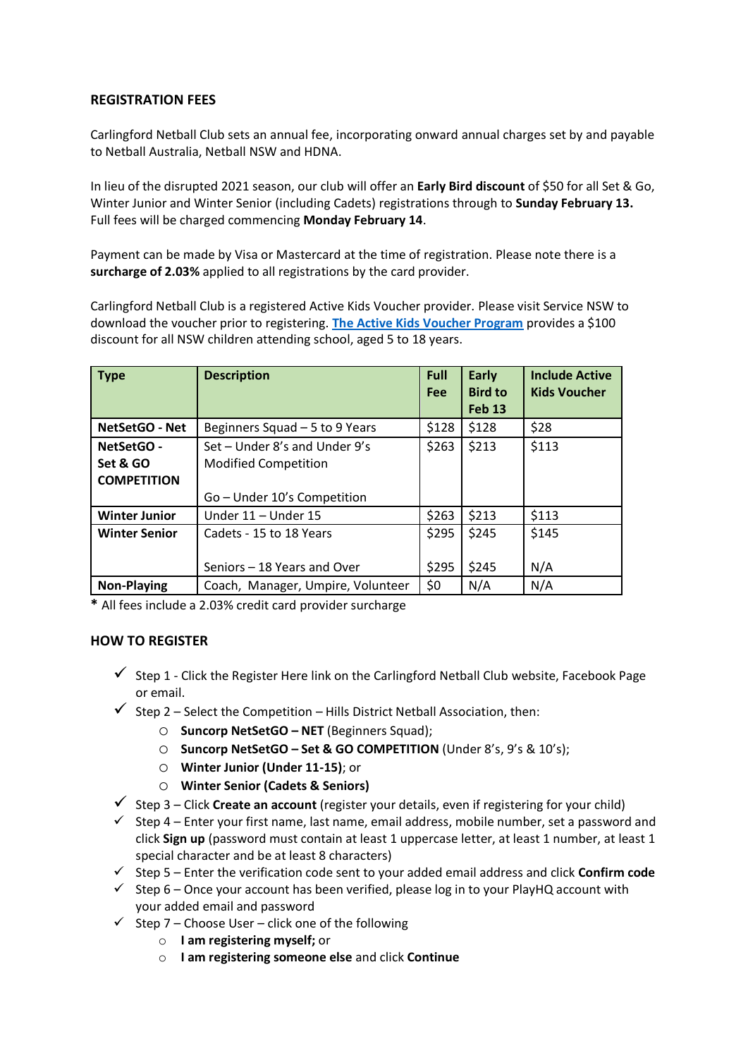## REGISTRATION FEES

Carlingford Netball Club sets an annual fee, incorporating onward annual charges set by and payable to Netball Australia, Netball NSW and HDNA.

In lieu of the disrupted 2021 season, our club will offer an **Early Bird discount** of $50 for all Set & Go, Winter Junior and Winter Senior (including Cadets) registrations through to **Sunday February 13.** Full fees will be charged commencing **Monday February 14**.

Payment can be made by Visa or Mastercard at the time of registration. Please note there is a **surcharge of 2.03%** applied to all registrations by the card provider.

Carlingford Netball Club is a registered Active Kids Voucher provider. Please visit Service NSW to download the voucher prior to registering. **The Active Kids Voucher Program** provides a $100 discount for all NSW children attending school, aged 5 to 18 years.

| Type | Description | Full Fee | Early Bird to Feb 13 | Include Active Kids Voucher |
|---|---|---|---|---|
| **NetSetGO - Net** | Beginners Squad – 5 to 9 Years | $128 | $128 | $28 |
| **NetSetGO - Set & GO COMPETITION** | Set – Under 8's and Under 9's Modified Competition<br><br>Go – Under 10's Competition | $263 | $213 | $113 |
| **Winter Junior** | Under 11 – Under 15 | $263 | $213 | $113 |
| **Winter Senior** | Cadets - 15 to 18 Years | $295 | $245 | $145 |
| | Seniors – 18 Years and Over | $295 | $245 | N/A |
| **Non-Playing** | Coach, Manager, Umpire, Volunteer | $0 | N/A | N/A |

**\*** All fees include a 2.03% credit card provider surcharge

## HOW TO REGISTER

- ✓ Step 1 - Click the Register Here link on the Carlingford Netball Club website, Facebook Page or email.
- ✓ Step 2 – Select the Competition – Hills District Netball Association, then:
  - **Suncorp NetSetGO – NET** (Beginners Squad);
  - **Suncorp NetSetGO – Set & GO COMPETITION** (Under 8's, 9's & 10's);
  - **Winter Junior (Under 11-15)**; or
  - **Winter Senior (Cadets & Seniors)**
- ✓ Step 3 – Click **Create an account** (register your details, even if registering for your child)
- ✓ Step 4 – Enter your first name, last name, email address, mobile number, set a password and click **Sign up** (password must contain at least 1 uppercase letter, at least 1 number, at least 1 special character and be at least 8 characters)
- ✓ Step 5 – Enter the verification code sent to your added email address and click **Confirm code**
- ✓ Step 6 – Once your account has been verified, please log in to your PlayHQ account with your added email and password
- ✓ Step 7 – Choose User – click one of the following
  - **I am registering myself;** or
  - **I am registering someone else** and click **Continue**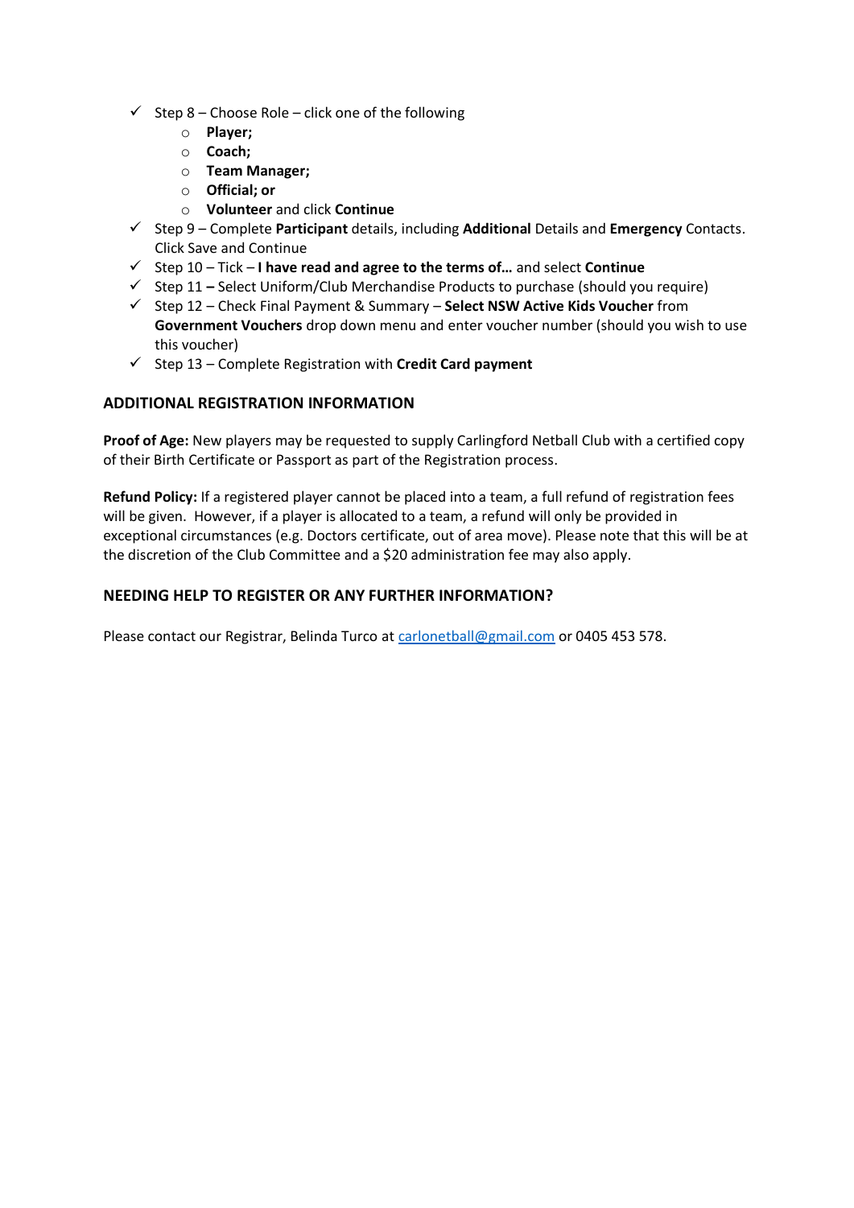- ✓ Step 8 – Choose Role – click one of the following
  - **Player;**
  - **Coach;**
  - **Team Manager;**
  - **Official; or**
  - **Volunteer** and click **Continue**
- ✓ Step 9 – Complete **Participant** details, including **Additional** Details and **Emergency** Contacts. Click Save and Continue
- ✓ Step 10 – Tick – **I have read and agree to the terms of…** and select **Continue**
- ✓ Step 11 **–** Select Uniform/Club Merchandise Products to purchase (should you require)
- ✓ Step 12 – Check Final Payment & Summary – **Select NSW Active Kids Voucher** from **Government Vouchers** drop down menu and enter voucher number (should you wish to use this voucher)
- ✓ Step 13 – Complete Registration with **Credit Card payment**

## ADDITIONAL REGISTRATION INFORMATION

**Proof of Age:** New players may be requested to supply Carlingford Netball Club with a certified copy of their Birth Certificate or Passport as part of the Registration process.

**Refund Policy:** If a registered player cannot be placed into a team, a full refund of registration fees will be given. However, if a player is allocated to a team, a refund will only be provided in exceptional circumstances (e.g. Doctors certificate, out of area move). Please note that this will be at the discretion of the Club Committee and a $20 administration fee may also apply.

## NEEDING HELP TO REGISTER OR ANY FURTHER INFORMATION?

Please contact our Registrar, Belinda Turco at carlonetball@gmail.com or 0405 453 578.